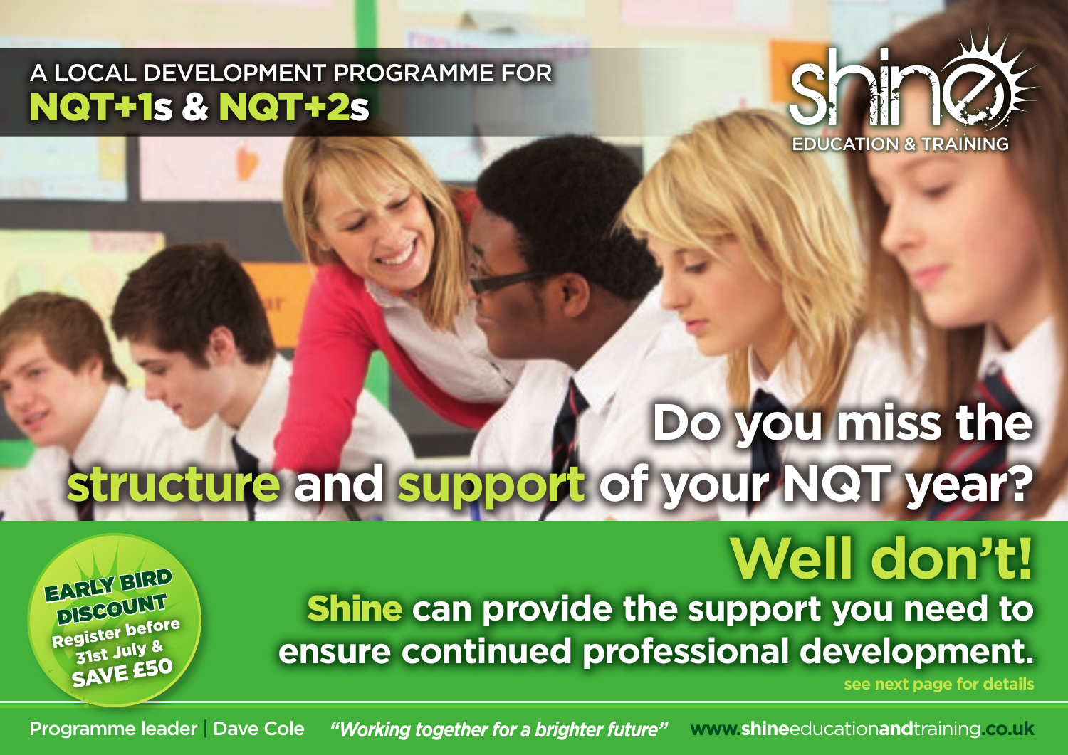A LOCAL DEVELOPMENT PROGRAMME FOR

# NQT+1s & NQT+2s

shine

EDUCATION & TRAINING

## Do you miss the structure and support of your NQT year?

# Well don't!

**Shine can provide the support you need to ensure continued professional development.**

see next page for details

**EARLY BIRD DISCOUNT**
Register before 31st July & SAVE £50

Programme leader | Dave Cole

*"Working together for a brighter future"*

www.shineeducationandtraining.co.uk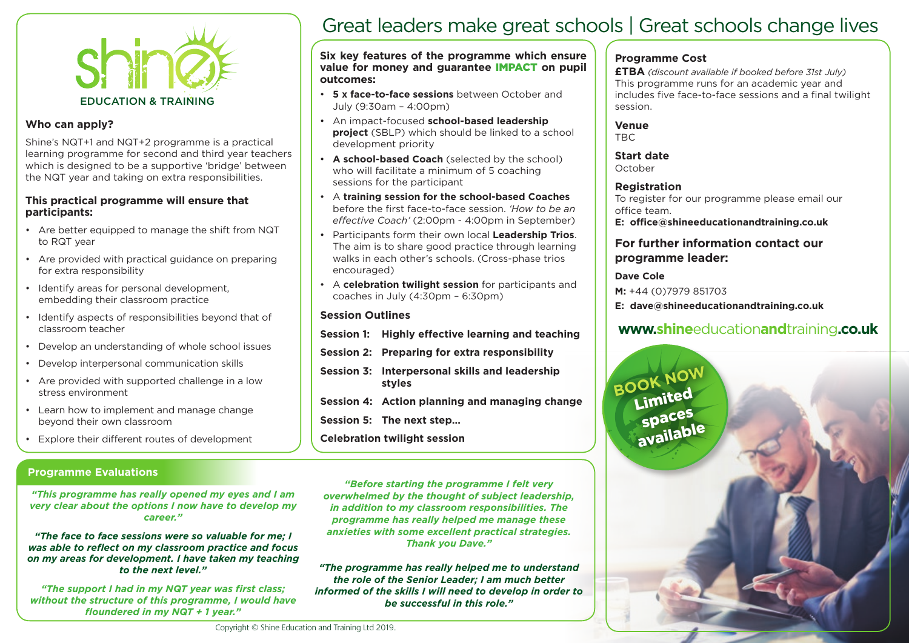Shine EDUCATION & TRAINING

# Great leaders make great schools | Great schools change lives

## Who can apply?

Shine's NQT+1 and NQT+2 programme is a practical learning programme for second and third year teachers which is designed to be a supportive 'bridge' between the NQT year and taking on extra responsibilities.

### This practical programme will ensure that participants:

- Are better equipped to manage the shift from NQT to RQT year
- Are provided with practical guidance on preparing for extra responsibility
- Identify areas for personal development, embedding their classroom practice
- Identify aspects of responsibilities beyond that of classroom teacher
- Develop an understanding of whole school issues
- Develop interpersonal communication skills
- Are provided with supported challenge in a low stress environment
- Learn how to implement and manage change beyond their own classroom
- Explore their different routes of development

### Six key features of the programme which ensure value for money and guarantee IMPACT on pupil outcomes:

- **5 x face-to-face sessions** between October and July (9:30am – 4:00pm)
- An impact-focused **school-based leadership project** (SBLP) which should be linked to a school development priority
- **A school-based Coach** (selected by the school) who will facilitate a minimum of 5 coaching sessions for the participant
- A **training session for the school-based Coaches** before the first face-to-face session. *'How to be an effective Coach'* (2:00pm - 4:00pm in September)
- Participants form their own local **Leadership Trios**. The aim is to share good practice through learning walks in each other's schools. (Cross-phase trios encouraged)
- A **celebration twilight session** for participants and coaches in July (4:30pm – 6:30pm)

### Session Outlines

**Session 1: Highly effective learning and teaching**

**Session 2: Preparing for extra responsibility**

**Session 3: Interpersonal skills and leadership styles**

**Session 4: Action planning and managing change**

**Session 5: The next step...**

**Celebration twilight session**

### Programme Cost

**£TBA** *(discount available if booked before 31st July)*
This programme runs for an academic year and includes five face-to-face sessions and a final twilight session.

### Venue

TBC

### Start date

October

### Registration

To register for our programme please email our office team.
**E: office@shineeducationandtraining.co.uk**

### For further information contact our programme leader:

**Dave Cole**
**M:** +44 (0)7979 851703
**E: dave@shineeducationandtraining.co.uk**

**www.shineeducationandtraining.co.uk**

BOOK NOW Limited spaces available

### Programme Evaluations

***"This programme has really opened my eyes and I am very clear about the options I now have to develop my career."***

***"The face to face sessions were so valuable for me; I was able to reflect on my classroom practice and focus on my areas for development. I have taken my teaching to the next level."***

***"The support I had in my NQT year was first class; without the structure of this programme, I would have floundered in my NQT + 1 year."***

***"Before starting the programme I felt very overwhelmed by the thought of subject leadership, in addition to my classroom responsibilities. The programme has really helped me manage these anxieties with some excellent practical strategies. Thank you Dave."***

***"The programme has really helped me to understand the role of the Senior Leader; I am much better informed of the skills I will need to develop in order to be successful in this role."***

Copyright © Shine Education and Training Ltd 2019.